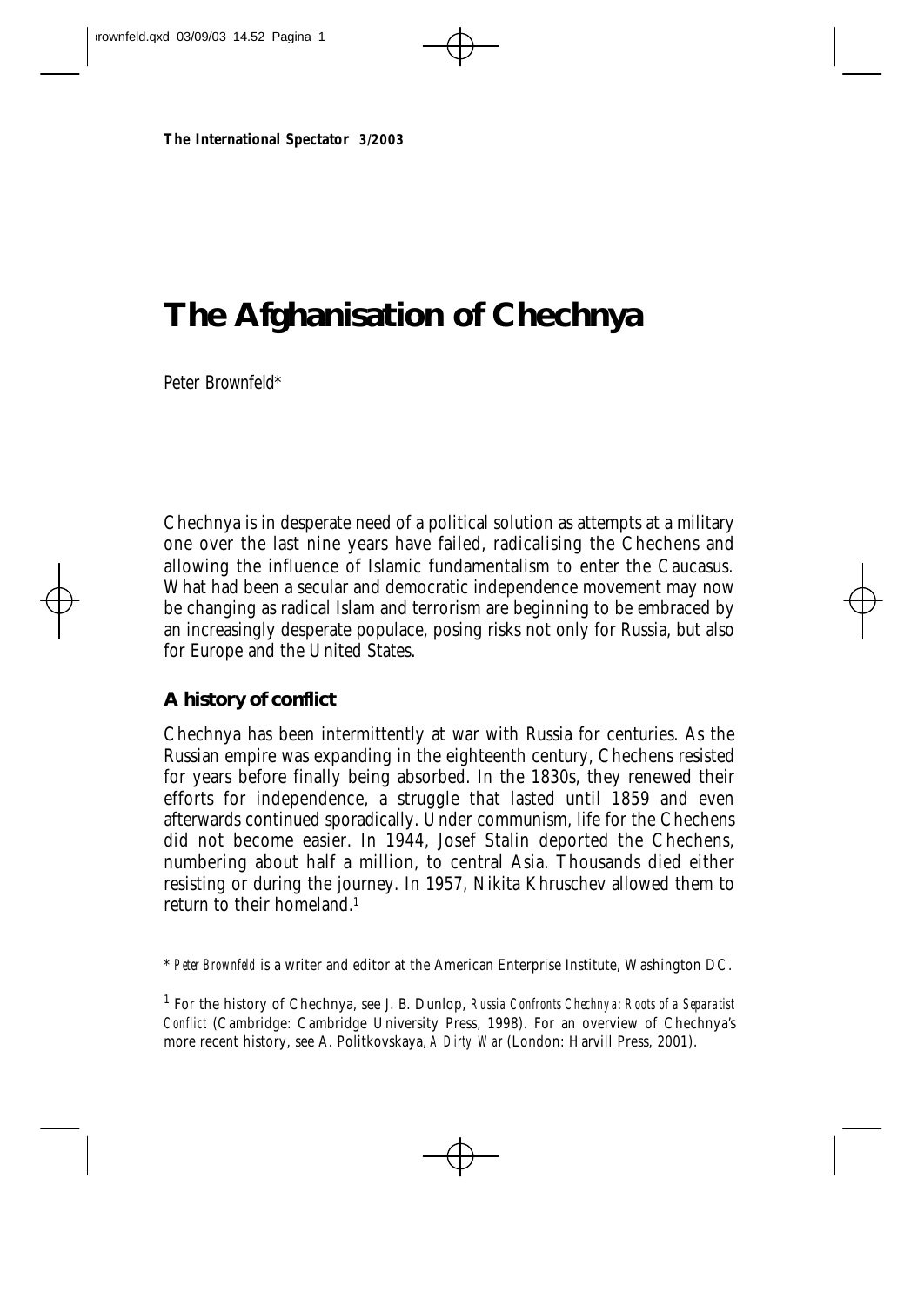# The Afghanisation of Chechnya

Peter Brownfeld*

Chechnya is in desperate need of a political solution as attempts at a military one over the last nine years have failed, radicalising the Chechens and allowing the influence of Islamic fundamentalism to enter the Caucasus. What had been a secular and democratic independence movement may now be changing as radical Islam and terrorism are beginning to be embraced by an increasingly desperate populace, posing risks not only for Russia, but also for Europe and the United States.

## A history of conflict

Chechnya has been intermittently at war with Russia for centuries. As the Russian empire was expanding in the eighteenth century, Chechens resisted for years before finally being absorbed. In the 1830s, they renewed their efforts for independence, a struggle that lasted until 1859 and even afterwards continued sporadically. Under communism, life for the Chechens did not become easier. In 1944, Josef Stalin deported the Chechens, numbering about half a million, to central Asia. Thousands died either resisting or during the journey. In 1957, Nikita Khruschev allowed them to return to their homeland.[1]

\* *Peter Brownfeld* is a writer and editor at the American Enterprise Institute, Washington DC.

[1] For the history of Chechnya, see J. B. Dunlop, *Russia Confronts Chechnya: Roots of a Separatist Conflict* (Cambridge: Cambridge University Press, 1998). For an overview of Chechnya's more recent history, see A. Politkovskaya, *A Dirty War* (London: Harvill Press, 2001).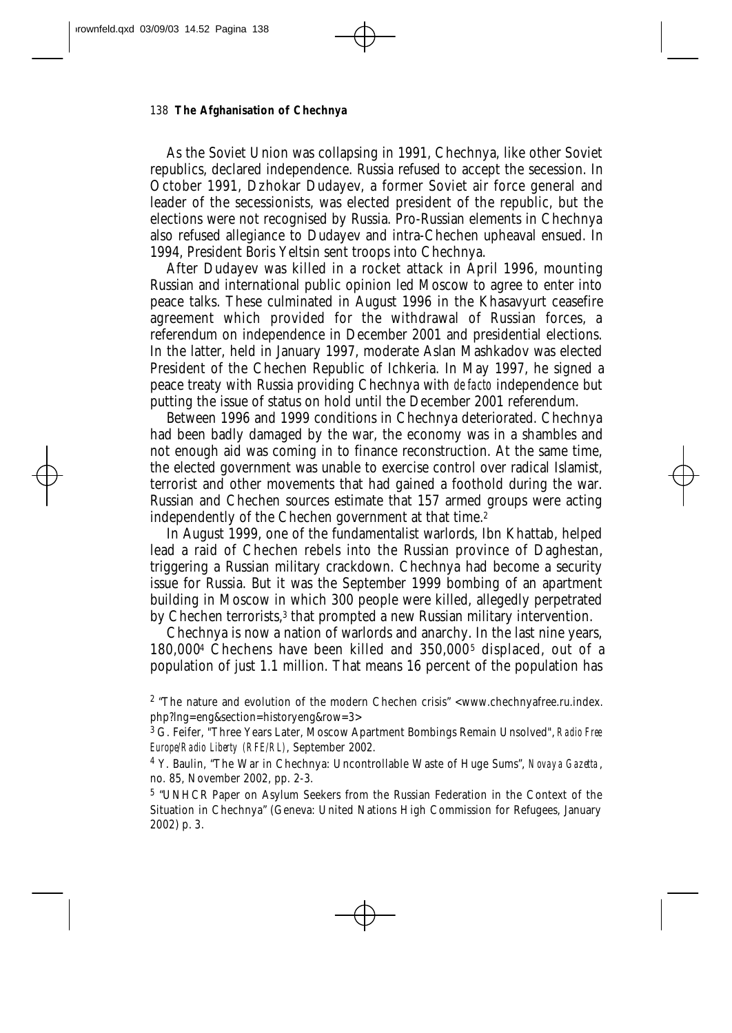As the Soviet Union was collapsing in 1991, Chechnya, like other Soviet republics, declared independence. Russia refused to accept the secession. In October 1991, Dzhokar Dudayev, a former Soviet air force general and leader of the secessionists, was elected president of the republic, but the elections were not recognised by Russia. Pro-Russian elements in Chechnya also refused allegiance to Dudayev and intra-Chechen upheaval ensued. In 1994, President Boris Yeltsin sent troops into Chechnya.

After Dudayev was killed in a rocket attack in April 1996, mounting Russian and international public opinion led Moscow to agree to enter into peace talks. These culminated in August 1996 in the Khasavyurt ceasefire agreement which provided for the withdrawal of Russian forces, a referendum on independence in December 2001 and presidential elections. In the latter, held in January 1997, moderate Aslan Mashkadov was elected President of the Chechen Republic of Ichkeria. In May 1997, he signed a peace treaty with Russia providing Chechnya with *de facto* independence but putting the issue of status on hold until the December 2001 referendum.

Between 1996 and 1999 conditions in Chechnya deteriorated. Chechnya had been badly damaged by the war, the economy was in a shambles and not enough aid was coming in to finance reconstruction. At the same time, the elected government was unable to exercise control over radical Islamist, terrorist and other movements that had gained a foothold during the war. Russian and Chechen sources estimate that 157 armed groups were acting independently of the Chechen government at that time.[2]

In August 1999, one of the fundamentalist warlords, Ibn Khattab, helped lead a raid of Chechen rebels into the Russian province of Daghestan, triggering a Russian military crackdown. Chechnya had become a security issue for Russia. But it was the September 1999 bombing of an apartment building in Moscow in which 300 people were killed, allegedly perpetrated by Chechen terrorists,[3] that prompted a new Russian military intervention.

Chechnya is now a nation of warlords and anarchy. In the last nine years, 180,000[4] Chechens have been killed and 350,000[5] displaced, out of a population of just 1.1 million. That means 16 percent of the population has

[2] "The nature and evolution of the modern Chechen crisis" <www.chechnyafree.ru.index.php?lng=eng&section=historyeng&row=3>

[3] G. Feifer, "Three Years Later, Moscow Apartment Bombings Remain Unsolved", *Radio Free Europe/Radio Liberty (RFE/RL)*, September 2002.

[4] Y. Baulin, "The War in Chechnya: Uncontrollable Waste of Huge Sums", *Novaya Gazetta*, no. 85, November 2002, pp. 2-3.

[5] "UNHCR Paper on Asylum Seekers from the Russian Federation in the Context of the Situation in Chechnya" (Geneva: United Nations High Commission for Refugees, January 2002) p. 3.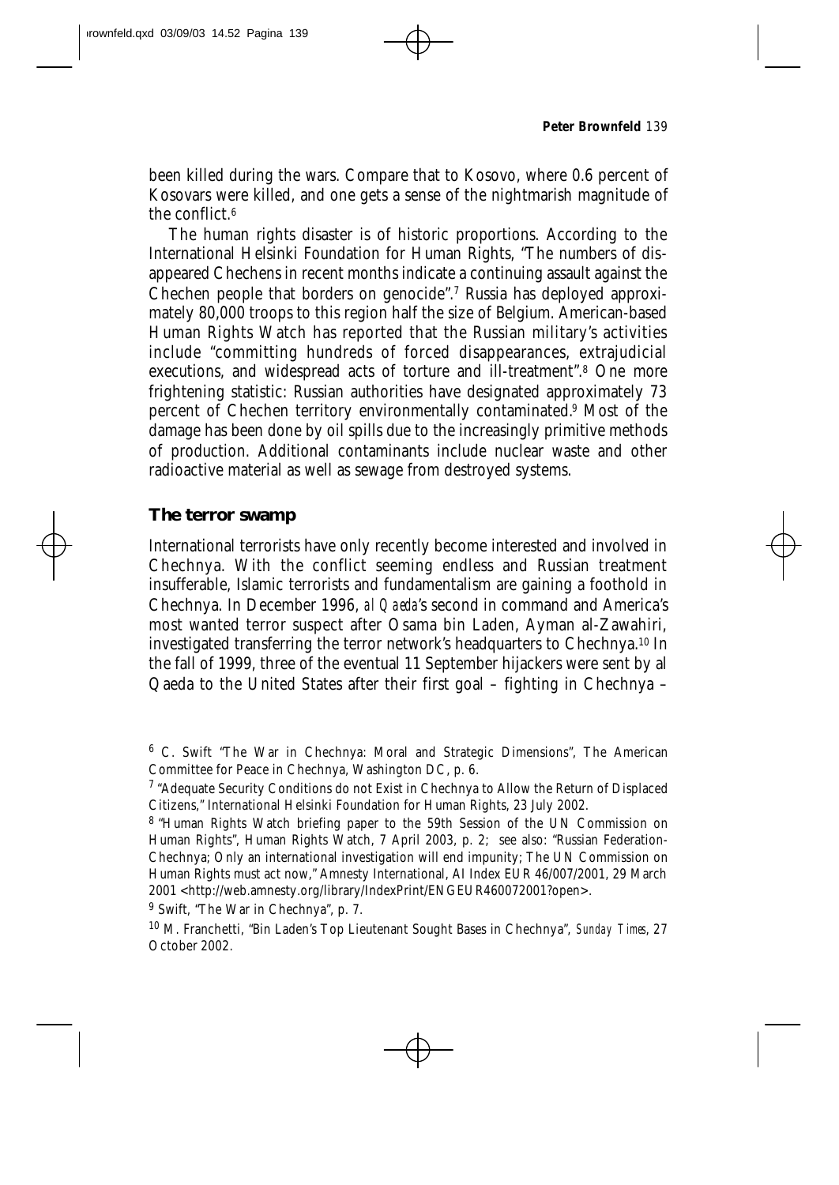been killed during the wars. Compare that to Kosovo, where 0.6 percent of Kosovars were killed, and one gets a sense of the nightmarish magnitude of the conflict.[6]

The human rights disaster is of historic proportions. According to the International Helsinki Foundation for Human Rights, "The numbers of disappeared Chechens in recent months indicate a continuing assault against the Chechen people that borders on genocide".[7] Russia has deployed approximately 80,000 troops to this region half the size of Belgium. American-based Human Rights Watch has reported that the Russian military's activities include "committing hundreds of forced disappearances, extrajudicial executions, and widespread acts of torture and ill-treatment".[8] One more frightening statistic: Russian authorities have designated approximately 73 percent of Chechen territory environmentally contaminated.[9] Most of the damage has been done by oil spills due to the increasingly primitive methods of production. Additional contaminants include nuclear waste and other radioactive material as well as sewage from destroyed systems.

## The terror swamp

International terrorists have only recently become interested and involved in Chechnya. With the conflict seeming endless and Russian treatment insufferable, Islamic terrorists and fundamentalism are gaining a foothold in Chechnya. In December 1996, *al Qaeda*'s second in command and America's most wanted terror suspect after Osama bin Laden, Ayman al-Zawahiri, investigated transferring the terror network's headquarters to Chechnya.[10] In the fall of 1999, three of the eventual 11 September hijackers were sent by al Qaeda to the United States after their first goal – fighting in Chechnya –

---

[6] C. Swift "The War in Chechnya: Moral and Strategic Dimensions", The American Committee for Peace in Chechnya, Washington DC, p. 6.

[7] "Adequate Security Conditions do not Exist in Chechnya to Allow the Return of Displaced Citizens," International Helsinki Foundation for Human Rights, 23 July 2002.

[8] "Human Rights Watch briefing paper to the 59th Session of the UN Commission on Human Rights", Human Rights Watch, 7 April 2003, p. 2; see also: "Russian Federation-Chechnya; Only an international investigation will end impunity; The UN Commission on Human Rights must act now," Amnesty International, AI Index EUR 46/007/2001, 29 March 2001 <http://web.amnesty.org/library/IndexPrint/ENGEUR460072001?open>.

[9] Swift, "The War in Chechnya", p. 7.

[10] M. Franchetti, "Bin Laden's Top Lieutenant Sought Bases in Chechnya", *Sunday Times*, 27 October 2002.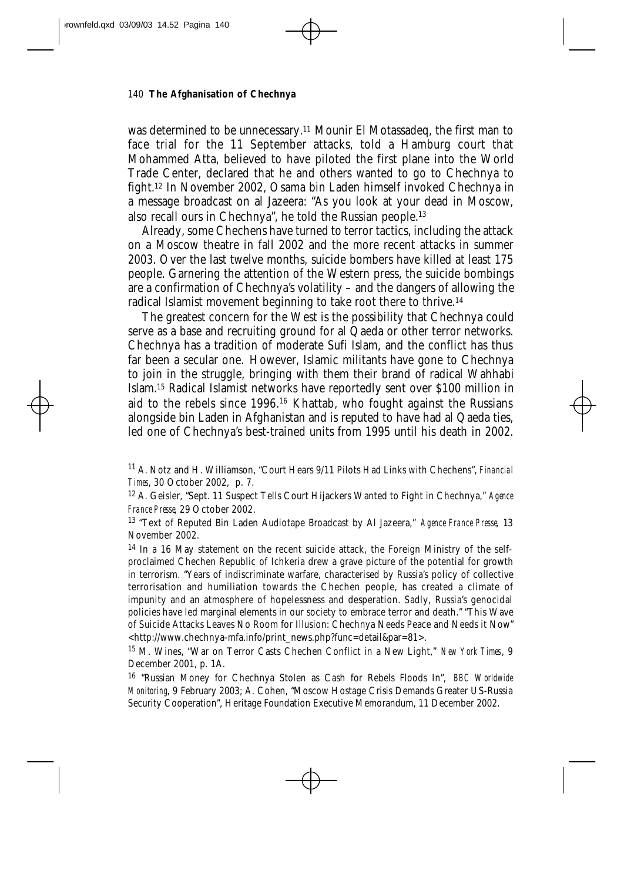was determined to be unnecessary.[11] Mounir El Motassadeq, the first man to face trial for the 11 September attacks, told a Hamburg court that Mohammed Atta, believed to have piloted the first plane into the World Trade Center, declared that he and others wanted to go to Chechnya to fight.[12] In November 2002, Osama bin Laden himself invoked Chechnya in a message broadcast on al Jazeera: "As you look at your dead in Moscow, also recall ours in Chechnya", he told the Russian people.[13]

Already, some Chechens have turned to terror tactics, including the attack on a Moscow theatre in fall 2002 and the more recent attacks in summer 2003. Over the last twelve months, suicide bombers have killed at least 175 people. Garnering the attention of the Western press, the suicide bombings are a confirmation of Chechnya's volatility – and the dangers of allowing the radical Islamist movement beginning to take root there to thrive.[14]

The greatest concern for the West is the possibility that Chechnya could serve as a base and recruiting ground for al Qaeda or other terror networks. Chechnya has a tradition of moderate Sufi Islam, and the conflict has thus far been a secular one. However, Islamic militants have gone to Chechnya to join in the struggle, bringing with them their brand of radical Wahhabi Islam.[15] Radical Islamist networks have reportedly sent over $100 million in aid to the rebels since 1996.[16] Khattab, who fought against the Russians alongside bin Laden in Afghanistan and is reputed to have had al Qaeda ties, led one of Chechnya's best-trained units from 1995 until his death in 2002.

---

[11] A. Notz and H. Williamson, "Court Hears 9/11 Pilots Had Links with Chechens", *Financial Times*, 30 October 2002, p. 7.

[12] A. Geisler, "Sept. 11 Suspect Tells Court Hijackers Wanted to Fight in Chechnya," *Agence France Presse*, 29 October 2002.

[13] "Text of Reputed Bin Laden Audiotape Broadcast by Al Jazeera," *Agence France Presse*, 13 November 2002.

[14] In a 16 May statement on the recent suicide attack, the Foreign Ministry of the self-proclaimed Chechen Republic of Ichkeria drew a grave picture of the potential for growth in terrorism. "Years of indiscriminate warfare, characterised by Russia's policy of collective terrorisation and humiliation towards the Chechen people, has created a climate of impunity and an atmosphere of hopelessness and desperation. Sadly, Russia's genocidal policies have led marginal elements in our society to embrace terror and death." "This Wave of Suicide Attacks Leaves No Room for Illusion: Chechnya Needs Peace and Needs it Now" <http://www.chechnya-mfa.info/print_news.php?func=detail&par=81>.

[15] M. Wines, "War on Terror Casts Chechen Conflict in a New Light," *New York Times*, 9 December 2001, p. 1A.

[16] "Russian Money for Chechnya Stolen as Cash for Rebels Floods In", *BBC Worldwide Monitoring*, 9 February 2003; A. Cohen, "Moscow Hostage Crisis Demands Greater US-Russia Security Cooperation", Heritage Foundation Executive Memorandum, 11 December 2002.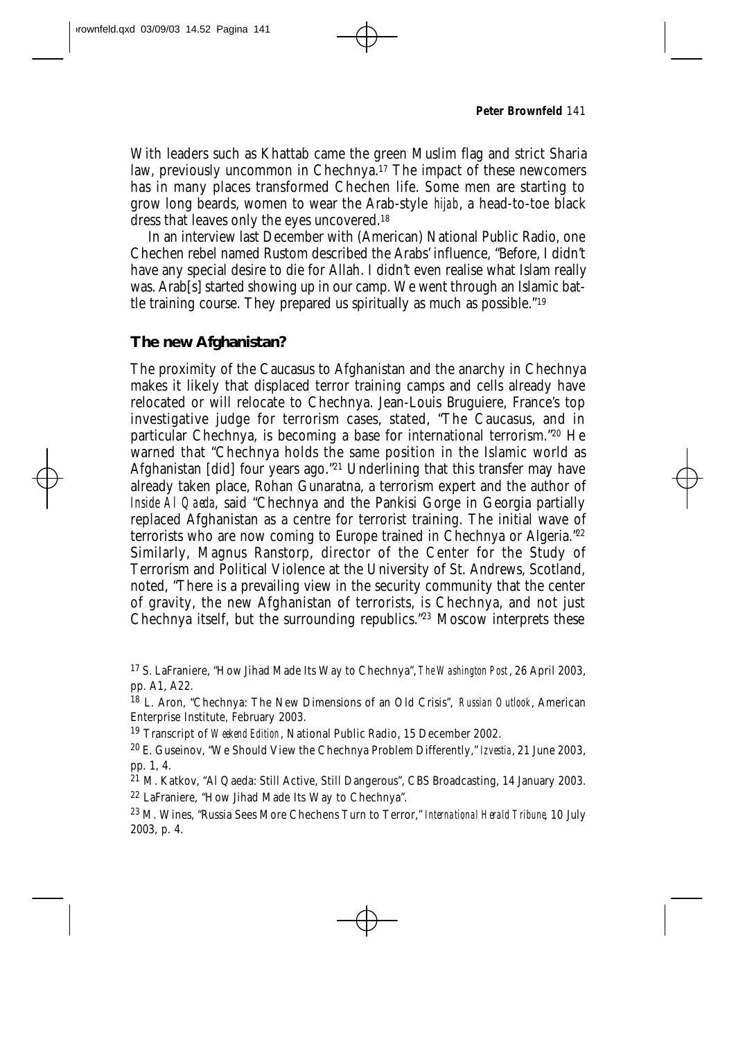With leaders such as Khattab came the green Muslim flag and strict Sharia law, previously uncommon in Chechnya.[17] The impact of these newcomers has in many places transformed Chechen life. Some men are starting to grow long beards, women to wear the Arab-style *hijab*, a head-to-toe black dress that leaves only the eyes uncovered.[18]

In an interview last December with (American) National Public Radio, one Chechen rebel named Rustom described the Arabs' influence, "Before, I didn't have any special desire to die for Allah. I didn't even realise what Islam really was. Arab[s] started showing up in our camp. We went through an Islamic battle training course. They prepared us spiritually as much as possible."[19]

## The new Afghanistan?

The proximity of the Caucasus to Afghanistan and the anarchy in Chechnya makes it likely that displaced terror training camps and cells already have relocated or will relocate to Chechnya. Jean-Louis Bruguiere, France's top investigative judge for terrorism cases, stated, "The Caucasus, and in particular Chechnya, is becoming a base for international terrorism."[20] He warned that "Chechnya holds the same position in the Islamic world as Afghanistan [did] four years ago."[21] Underlining that this transfer may have already taken place, Rohan Gunaratna, a terrorism expert and the author of *Inside Al Qaeda*, said "Chechnya and the Pankisi Gorge in Georgia partially replaced Afghanistan as a centre for terrorist training. The initial wave of terrorists who are now coming to Europe trained in Chechnya or Algeria."[22] Similarly, Magnus Ranstorp, director of the Center for the Study of Terrorism and Political Violence at the University of St. Andrews, Scotland, noted, "There is a prevailing view in the security community that the center of gravity, the new Afghanistan of terrorists, is Chechnya, and not just Chechnya itself, but the surrounding republics."[23] Moscow interprets these

[17] S. LaFraniere, "How Jihad Made Its Way to Chechnya", *The Washington Post*, 26 April 2003, pp. A1, A22.

[18] L. Aron, "Chechnya: The New Dimensions of an Old Crisis", *Russian Outlook*, American Enterprise Institute, February 2003.

[19] Transcript of *Weekend Edition*, National Public Radio, 15 December 2002.

[20] E. Guseinov, "We Should View the Chechnya Problem Differently," *Izvestia*, 21 June 2003, pp. 1, 4.

[21] M. Katkov, "Al Qaeda: Still Active, Still Dangerous", CBS Broadcasting, 14 January 2003.

[22] LaFraniere, "How Jihad Made Its Way to Chechnya".

[23] M. Wines, "Russia Sees More Chechens Turn to Terror," *International Herald Tribune*, 10 July 2003, p. 4.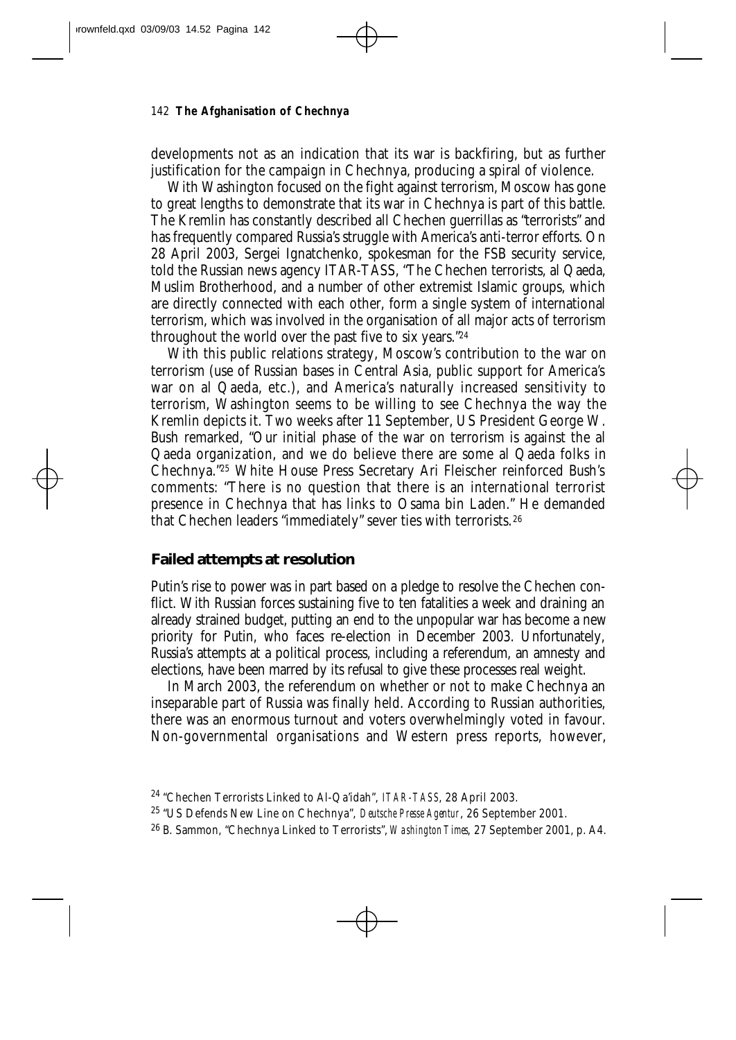developments not as an indication that its war is backfiring, but as further justification for the campaign in Chechnya, producing a spiral of violence.

With Washington focused on the fight against terrorism, Moscow has gone to great lengths to demonstrate that its war in Chechnya is part of this battle. The Kremlin has constantly described all Chechen guerrillas as "terrorists" and has frequently compared Russia's struggle with America's anti-terror efforts. On 28 April 2003, Sergei Ignatchenko, spokesman for the FSB security service, told the Russian news agency ITAR-TASS, "The Chechen terrorists, al Qaeda, Muslim Brotherhood, and a number of other extremist Islamic groups, which are directly connected with each other, form a single system of international terrorism, which was involved in the organisation of all major acts of terrorism throughout the world over the past five to six years."[24]

With this public relations strategy, Moscow's contribution to the war on terrorism (use of Russian bases in Central Asia, public support for America's war on al Qaeda, etc.), and America's naturally increased sensitivity to terrorism, Washington seems to be willing to see Chechnya the way the Kremlin depicts it. Two weeks after 11 September, US President George W. Bush remarked, "Our initial phase of the war on terrorism is against the al Qaeda organization, and we do believe there are some al Qaeda folks in Chechnya."[25] White House Press Secretary Ari Fleischer reinforced Bush's comments: "There is no question that there is an international terrorist presence in Chechnya that has links to Osama bin Laden." He demanded that Chechen leaders "immediately" sever ties with terrorists.[26]

## Failed attempts at resolution

Putin's rise to power was in part based on a pledge to resolve the Chechen conflict. With Russian forces sustaining five to ten fatalities a week and draining an already strained budget, putting an end to the unpopular war has become a new priority for Putin, who faces re-election in December 2003. Unfortunately, Russia's attempts at a political process, including a referendum, an amnesty and elections, have been marred by its refusal to give these processes real weight.

In March 2003, the referendum on whether or not to make Chechnya an inseparable part of Russia was finally held. According to Russian authorities, there was an enormous turnout and voters overwhelmingly voted in favour. Non-governmental organisations and Western press reports, however,

[24] "Chechen Terrorists Linked to Al-Qa'idah", *ITAR-TASS*, 28 April 2003.

[25] "US Defends New Line on Chechnya", *Deutsche Presse Agentur*, 26 September 2001.

[26] B. Sammon, "Chechnya Linked to Terrorists", *Washington Times*, 27 September 2001, p. A4.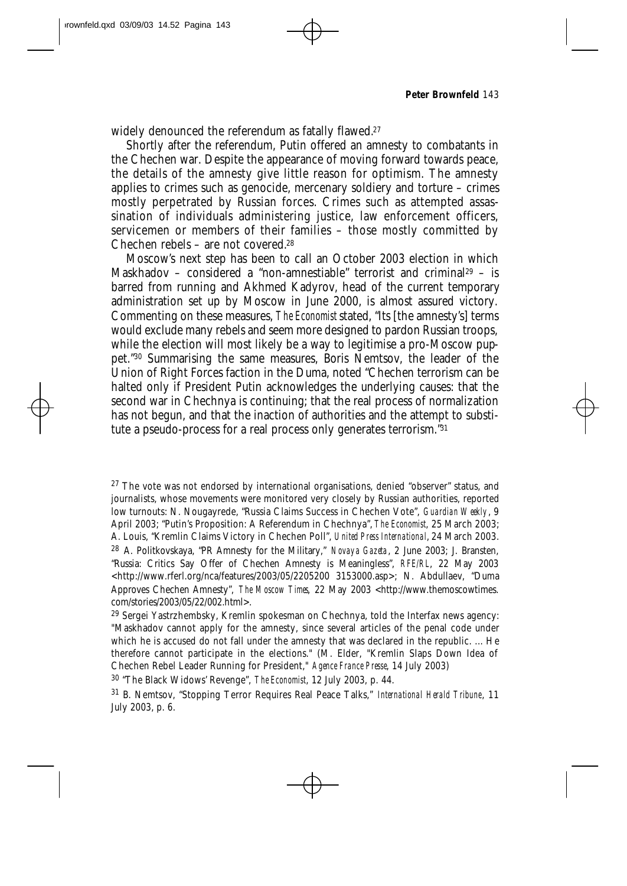widely denounced the referendum as fatally flawed.[27]

Shortly after the referendum, Putin offered an amnesty to combatants in the Chechen war. Despite the appearance of moving forward towards peace, the details of the amnesty give little reason for optimism. The amnesty applies to crimes such as genocide, mercenary soldiery and torture – crimes mostly perpetrated by Russian forces. Crimes such as attempted assassination of individuals administering justice, law enforcement officers, servicemen or members of their families – those mostly committed by Chechen rebels – are not covered.[28]

Moscow's next step has been to call an October 2003 election in which Maskhadov – considered a "non-amnestiable" terrorist and criminal[29] – is barred from running and Akhmed Kadyrov, head of the current temporary administration set up by Moscow in June 2000, is almost assured victory. Commenting on these measures, *The Economist* stated, "Its [the amnesty's] terms would exclude many rebels and seem more designed to pardon Russian troops, while the election will most likely be a way to legitimise a pro-Moscow puppet."[30] Summarising the same measures, Boris Nemtsov, the leader of the Union of Right Forces faction in the Duma, noted "Chechen terrorism can be halted only if President Putin acknowledges the underlying causes: that the second war in Chechnya is continuing; that the real process of normalization has not begun, and that the inaction of authorities and the attempt to substitute a pseudo-process for a real process only generates terrorism."[31]

---

[27] The vote was not endorsed by international organisations, denied "observer" status, and journalists, whose movements were monitored very closely by Russian authorities, reported low turnouts: N. Nougayrede, "Russia Claims Success in Chechen Vote", *Guardian Weekly*, 9 April 2003; "Putin's Proposition: A Referendum in Chechnya", *The Economist*, 25 March 2003; A. Louis, "Kremlin Claims Victory in Chechen Poll", *United Press International*, 24 March 2003.

[28] A. Politkovskaya, "PR Amnesty for the Military," *Novaya Gazeta*, 2 June 2003; J. Bransten, "Russia: Critics Say Offer of Chechen Amnesty is Meaningless", *RFE/RL*, 22 May 2003 <http://www.rferl.org/nca/features/2003/05/2205200 3153000.asp>; N. Abdullaev, "Duma Approves Chechen Amnesty", *The Moscow Times*, 22 May 2003 <http://www.themoscowtimes.com/stories/2003/05/22/002.html>.

[29] Sergei Yastrzhembsky, Kremlin spokesman on Chechnya, told the Interfax news agency: "Maskhadov cannot apply for the amnesty, since several articles of the penal code under which he is accused do not fall under the amnesty that was declared in the republic. ... He therefore cannot participate in the elections." (M. Elder, "Kremlin Slaps Down Idea of Chechen Rebel Leader Running for President," *Agence France Presse*, 14 July 2003)

[30] "The Black Widows' Revenge", *The Economist*, 12 July 2003, p. 44.

[31] B. Nemtsov, "Stopping Terror Requires Real Peace Talks," *International Herald Tribune*, 11 July 2003, p. 6.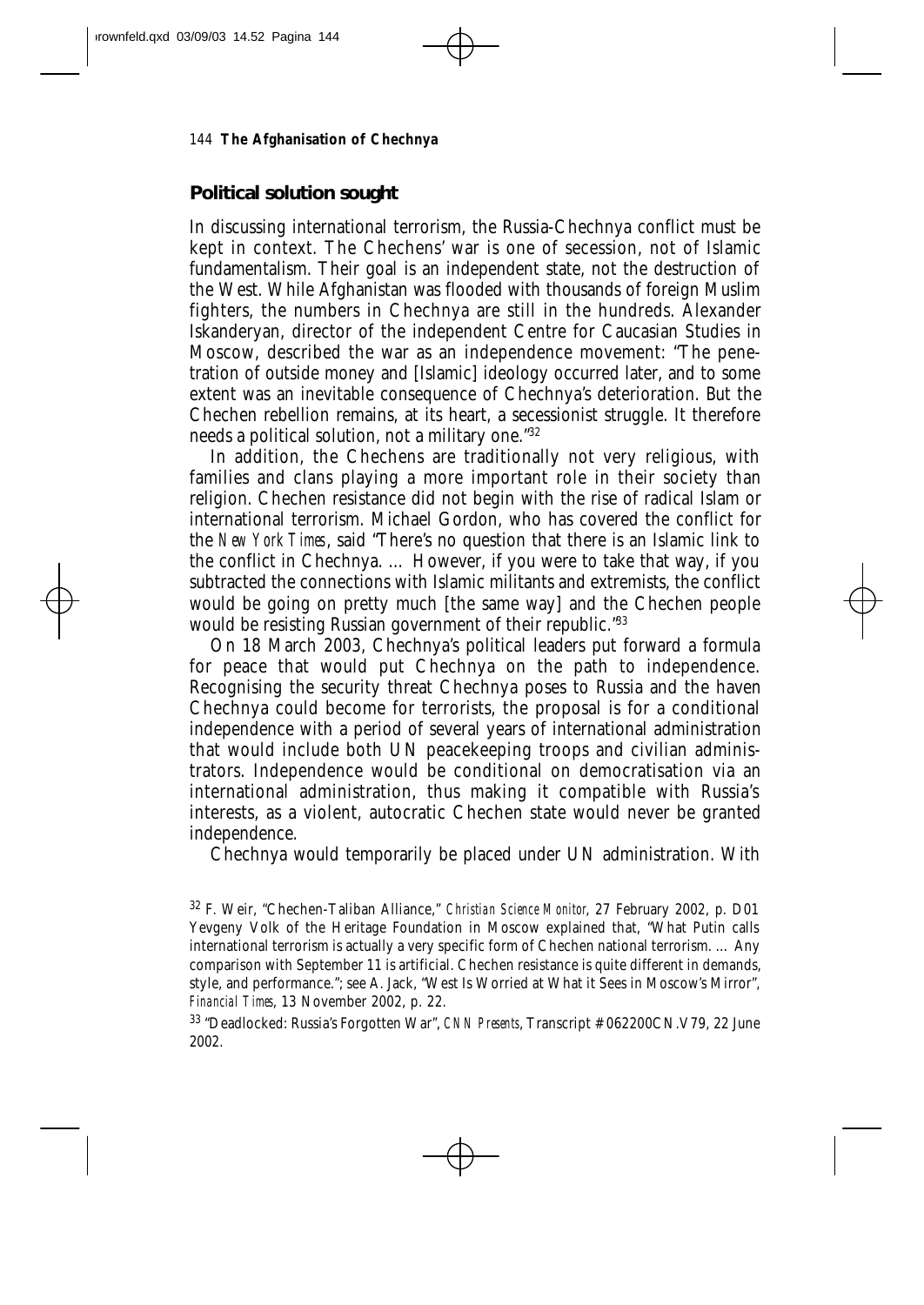## Political solution sought

In discussing international terrorism, the Russia-Chechnya conflict must be kept in context. The Chechens' war is one of secession, not of Islamic fundamentalism. Their goal is an independent state, not the destruction of the West. While Afghanistan was flooded with thousands of foreign Muslim fighters, the numbers in Chechnya are still in the hundreds. Alexander Iskanderyan, director of the independent Centre for Caucasian Studies in Moscow, described the war as an independence movement: "The penetration of outside money and [Islamic] ideology occurred later, and to some extent was an inevitable consequence of Chechnya's deterioration. But the Chechen rebellion remains, at its heart, a secessionist struggle. It therefore needs a political solution, not a military one."[32]

In addition, the Chechens are traditionally not very religious, with families and clans playing a more important role in their society than religion. Chechen resistance did not begin with the rise of radical Islam or international terrorism. Michael Gordon, who has covered the conflict for the *New York Times*, said "There's no question that there is an Islamic link to the conflict in Chechnya. ... However, if you were to take that way, if you subtracted the connections with Islamic militants and extremists, the conflict would be going on pretty much [the same way] and the Chechen people would be resisting Russian government of their republic."[33]

On 18 March 2003, Chechnya's political leaders put forward a formula for peace that would put Chechnya on the path to independence. Recognising the security threat Chechnya poses to Russia and the haven Chechnya could become for terrorists, the proposal is for a conditional independence with a period of several years of international administration that would include both UN peacekeeping troops and civilian administrators. Independence would be conditional on democratisation via an international administration, thus making it compatible with Russia's interests, as a violent, autocratic Chechen state would never be granted independence.

Chechnya would temporarily be placed under UN administration. With

---

[32] F. Weir, "Chechen-Taliban Alliance," *Christian Science Monitor*, 27 February 2002, p. D01 Yevgeny Volk of the Heritage Foundation in Moscow explained that, "What Putin calls international terrorism is actually a very specific form of Chechen national terrorism. ... Any comparison with September 11 is artificial. Chechen resistance is quite different in demands, style, and performance."; see A. Jack, "West Is Worried at What it Sees in Moscow's Mirror", *Financial Times*, 13 November 2002, p. 22.

[33] "Deadlocked: Russia's Forgotten War", *CNN Presents*, Transcript # 062200CN.V79, 22 June 2002.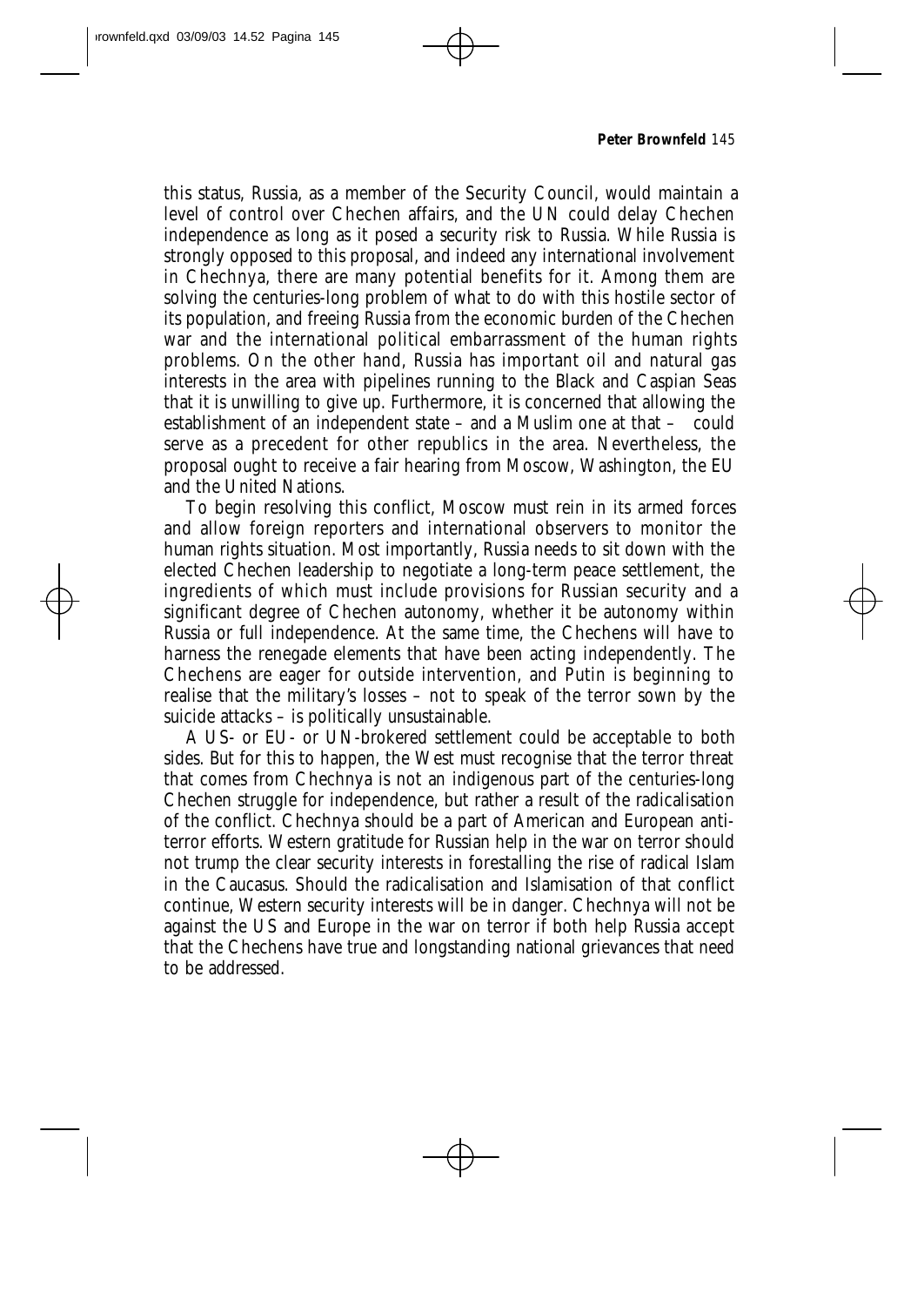this status, Russia, as a member of the Security Council, would maintain a level of control over Chechen affairs, and the UN could delay Chechen independence as long as it posed a security risk to Russia. While Russia is strongly opposed to this proposal, and indeed any international involvement in Chechnya, there are many potential benefits for it. Among them are solving the centuries-long problem of what to do with this hostile sector of its population, and freeing Russia from the economic burden of the Chechen war and the international political embarrassment of the human rights problems. On the other hand, Russia has important oil and natural gas interests in the area with pipelines running to the Black and Caspian Seas that it is unwilling to give up. Furthermore, it is concerned that allowing the establishment of an independent state – and a Muslim one at that – could serve as a precedent for other republics in the area. Nevertheless, the proposal ought to receive a fair hearing from Moscow, Washington, the EU and the United Nations.

To begin resolving this conflict, Moscow must rein in its armed forces and allow foreign reporters and international observers to monitor the human rights situation. Most importantly, Russia needs to sit down with the elected Chechen leadership to negotiate a long-term peace settlement, the ingredients of which must include provisions for Russian security and a significant degree of Chechen autonomy, whether it be autonomy within Russia or full independence. At the same time, the Chechens will have to harness the renegade elements that have been acting independently. The Chechens are eager for outside intervention, and Putin is beginning to realise that the military's losses – not to speak of the terror sown by the suicide attacks – is politically unsustainable.

A US- or EU- or UN-brokered settlement could be acceptable to both sides. But for this to happen, the West must recognise that the terror threat that comes from Chechnya is not an indigenous part of the centuries-long Chechen struggle for independence, but rather a result of the radicalisation of the conflict. Chechnya should be a part of American and European anti-terror efforts. Western gratitude for Russian help in the war on terror should not trump the clear security interests in forestalling the rise of radical Islam in the Caucasus. Should the radicalisation and Islamisation of that conflict continue, Western security interests will be in danger. Chechnya will not be against the US and Europe in the war on terror if both help Russia accept that the Chechens have true and longstanding national grievances that need to be addressed.